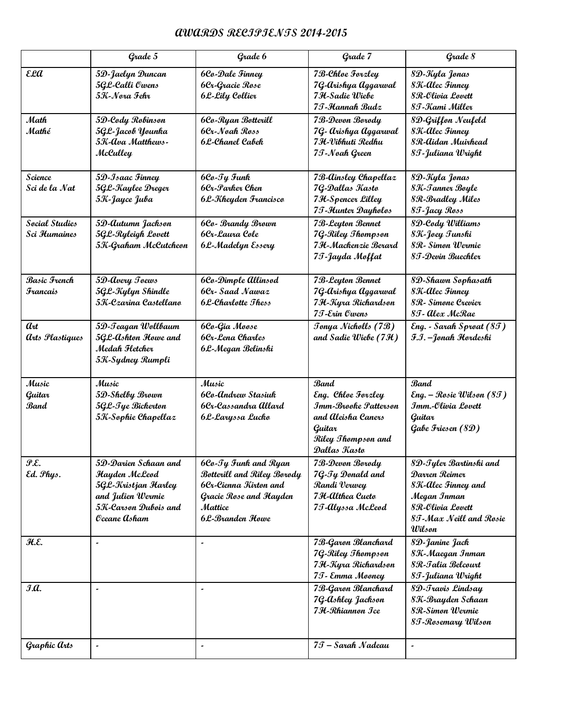# AWARDS RECIPIENTS 2014-2015

| | Grade 5 | Grade 6 | Grade 7 | Grade 8 |
|---|---|---|---|---|
| ELA | 5D-Jaelyn Duncan<br>5GL-Calli Owens<br>5K-Nora Fehr | 6Co-Dale Finney<br>6Cr-Gracie Rose<br>6L-Lily Collier | 7B-Chloe Forzley<br>7G-Arishya Aggarwal<br>7H-Sadie Wiebe<br>7T-Hannah Budz | 8D-Kyla Jonas<br>8K-Alec Finney<br>8R-Olivia Lovett<br>8T-Kami Miller |
| Math<br>Mathé | 5D-Cody Robinson<br>5GL-Jacob Younka<br>5K-Ava Matthews-McCulley | 6Co-Ryan Botterill<br>6Cr-Noah Ross<br>6L-Chanel Cabek | 7B-Devon Borody<br>7G- Arishya Aggarwal<br>7H-Vibhuti Redhu<br>7T-Noah Green | 8D-Griffon Neufeld<br>8K-Alec Finney<br>8R-Aidan Muirhead<br>8T-Juliana Wright |
| Science<br>Sci de la Nat | 5D-Isaac Finney<br>5GL-Kaylee Dreger<br>5K-Jayce Juba | 6Co-Ty Funk<br>6Cr-Parker Chen<br>6L-Kheyden Francisco | 7B-Ainsley Chapellaz<br>7G-Dallas Kasto<br>7H-Spencer Lilley<br>7T-Hunter Dayholos | 8D-Kyla Jonas<br>8K-Tanner Boyle<br>8R-Bradley Miles<br>8T-Jacy Ross |
| Social Studies<br>Sci Humaines | 5D-Autumn Jackson<br>5GL-Ryleigh Lovett<br>5K-Graham McCutcheon | 6Co- Brandy Brown<br>6Cr-Laura Cole<br>6L-Madelyn Essery | 7B-Leyton Bennet<br>7G-Riley Thompson<br>7H-Mackenzie Berard<br>7T-Jayda Moffat | 8D-Cody Williams<br>8K-Joey Tunski<br>8R- Simon Wermie<br>8T-Devin Buechler |
| Basic French<br>Francais | 5D-Avery Toews<br>5GL-Kylyn Shindle<br>5K-Czarina Castellano | 6Co-Dimple Allinsod<br>6Cr- Saad Nawaz<br>6L-Charlotte Thess | 7B-Leyton Bennet<br>7G-Arishya Aggarwal<br>7H-Kyra Richardson<br>7T-Erin Owens | 8D-Shawn Sophasath<br>8K-Alec Finney<br>8R- Simone Crevier<br>8T- Alex McRae |
| Art<br>Arts Plastiques | 5D-Teagan Wollbaum<br>5GL-Ashton Howe and Medah Fletcher<br>5K-Sydney Rumpli | 6Co-Gia Moose<br>6Cr-Lena Charles<br>6L-Megan Belinski | Tonya Nicholls (7B) and Sadie Wiebe (7H) | Eng. - Sarah Sproat (8T)<br>F.I. –Jonah Hordeski |
| Music<br>Guitar<br>Band | Music<br>5D-Shelby Brown<br>5GL-Tye Bickerton<br>5K-Sophie Chapellaz | Music<br>6Co-Andrew Stasiuk<br>6Cr-Cassandra Allard<br>6L-Laryssa Lucko | Band<br>Eng. Chloe Forzley<br>Imm-Brooke Patterson and Aleisha Caners<br>Guitar<br>Riley Thompson and Dallas Kasto | Band<br>Eng. – Rosie Wilson (8T)<br>Imm.-Olivia Lovett<br>Guitar<br>Gabe Friesen (8D) |
| P.E.<br>Ed. Phys. | 5D-Darien Schaan and Hayden McLeod<br>5GL-Kristjan Harley and Julien Wermie<br>5K-Carson Dubois and Oceane Asham | 6Co-Ty Funk and Ryan Botterill and Riley Borody<br>6Cr-Cienna Kirton and Gracie Rose and Hayden Mattice<br>6L-Branden Howe | 7B-Devon Borody<br>7G-Ty Donald and Randi Verwey<br>7H-Althea Cueto<br>7T-Alyssa McLeod | 8D-Tyler Bartinski and Darren Reimer<br>8K-Alec Finney and Megan Inman<br>8R-Olivia Lovett<br>8T-Max Neill and Rosie Wilson |
| H.E. | - | - | 7B-Garon Blanchard<br>7G-Riley Thompson<br>7H-Kyra Richardson<br>7T- Emma Mooney | 8D-Janine Jack<br>8K-Maegan Inman<br>8R-Talia Belcourt<br>8T-Juliana Wright |
| I.A. | - | - | 7B-Garon Blanchard<br>7G-Ashley Jackson<br>7H-Rhiannon Ice | 8D-Travis Lindsay<br>8K-Brayden Schaan<br>8R-Simon Wermie<br>8T-Rosemary Wilson |
| Graphic Arts | - | - | 7T – Sarah Nadeau | - |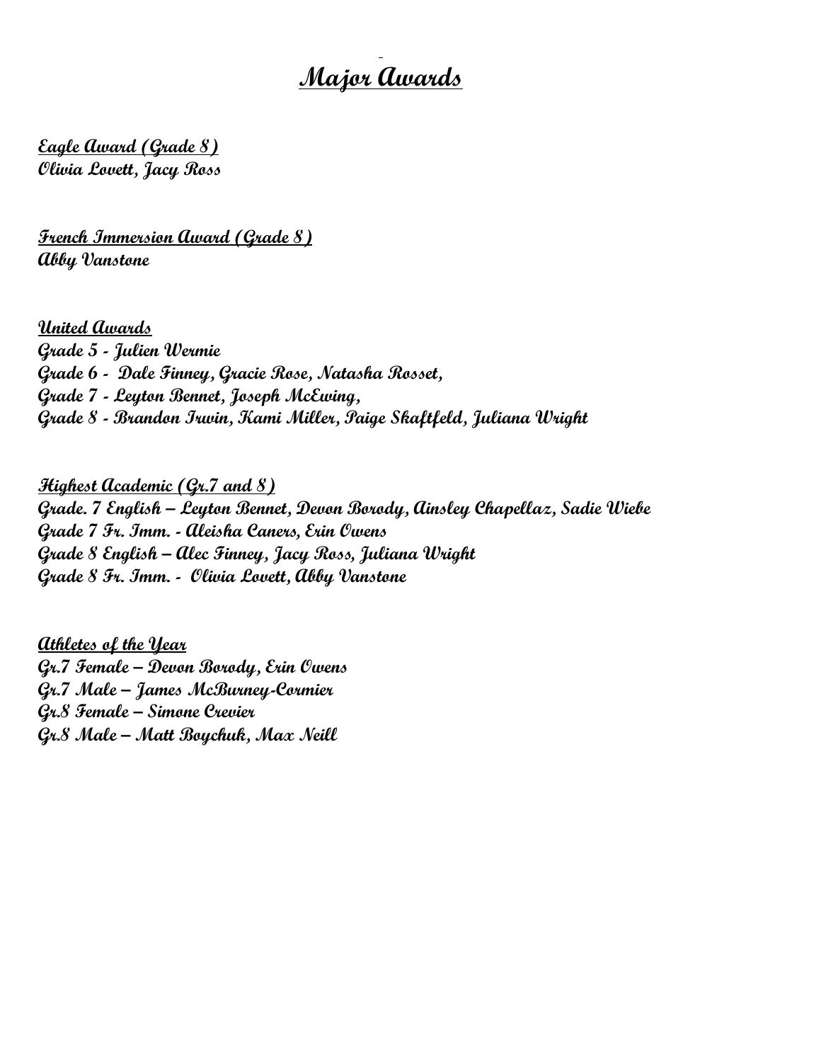# Major Awards

**Eagle Award (Grade 8)**
**Olivia Lovett, Jacy Ross**

**French Immersion Award (Grade 8)**
**Abby Vanstone**

**United Awards**
**Grade 5 - Julien Wermie**
**Grade 6 - Dale Finney, Gracie Rose, Natasha Rosset,**
**Grade 7 - Leyton Bennet, Joseph McEwing,**
**Grade 8 - Brandon Irwin, Kami Miller, Paige Skaftfeld, Juliana Wright**

**Highest Academic (Gr.7 and 8)**
**Grade. 7 English – Leyton Bennet, Devon Borody, Ainsley Chapellaz, Sadie Wiebe**
**Grade 7 Fr. Imm. - Aleisha Caners, Erin Owens**
**Grade 8 English – Alec Finney, Jacy Ross, Juliana Wright**
**Grade 8 Fr. Imm. - Olivia Lovett, Abby Vanstone**

**Athletes of the Year**
**Gr.7 Female – Devon Borody, Erin Owens**
**Gr.7 Male – James McBurney-Cormier**
**Gr.8 Female – Simone Crevier**
**Gr.8 Male – Matt Boychuk, Max Neill**